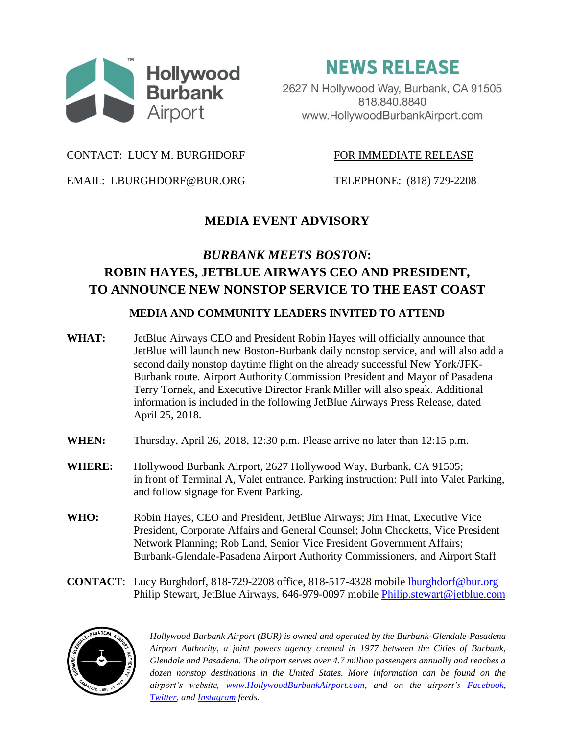Hollywood Burbank Airport

# NEWS RELEASE

2627 N Hollywood Way, Burbank, CA 91505
818.840.8840
www.HollywoodBurbankAirport.com

CONTACT: LUCY M. BURGHDORF

FOR IMMEDIATE RELEASE

EMAIL: LBURGHDORF@BUR.ORG

TELEPHONE: (818) 729-2208

## MEDIA EVENT ADVISORY

## *BURBANK MEETS BOSTON*: ROBIN HAYES, JETBLUE AIRWAYS CEO AND PRESIDENT, TO ANNOUNCE NEW NONSTOP SERVICE TO THE EAST COAST

### MEDIA AND COMMUNITY LEADERS INVITED TO ATTEND

**WHAT:** JetBlue Airways CEO and President Robin Hayes will officially announce that JetBlue will launch new Boston-Burbank daily nonstop service, and will also add a second daily nonstop daytime flight on the already successful New York/JFK-Burbank route. Airport Authority Commission President and Mayor of Pasadena Terry Tornek, and Executive Director Frank Miller will also speak. Additional information is included in the following JetBlue Airways Press Release, dated April 25, 2018.

**WHEN:** Thursday, April 26, 2018, 12:30 p.m. Please arrive no later than 12:15 p.m.

**WHERE:** Hollywood Burbank Airport, 2627 Hollywood Way, Burbank, CA 91505; in front of Terminal A, Valet entrance. Parking instruction: Pull into Valet Parking, and follow signage for Event Parking.

**WHO:** Robin Hayes, CEO and President, JetBlue Airways; Jim Hnat, Executive Vice President, Corporate Affairs and General Counsel; John Checketts, Vice President Network Planning; Rob Land, Senior Vice President Government Affairs; Burbank-Glendale-Pasadena Airport Authority Commissioners, and Airport Staff

**CONTACT**: Lucy Burghdorf, 818-729-2208 office, 818-517-4328 mobile lburghdorf@bur.org
Philip Stewart, JetBlue Airways, 646-979-0097 mobile Philip.stewart@jetblue.com

*Hollywood Burbank Airport (BUR) is owned and operated by the Burbank-Glendale-Pasadena Airport Authority, a joint powers agency created in 1977 between the Cities of Burbank, Glendale and Pasadena. The airport serves over 4.7 million passengers annually and reaches a dozen nonstop destinations in the United States. More information can be found on the airport's website, www.HollywoodBurbankAirport.com, and on the airport's Facebook, Twitter, and Instagram feeds.*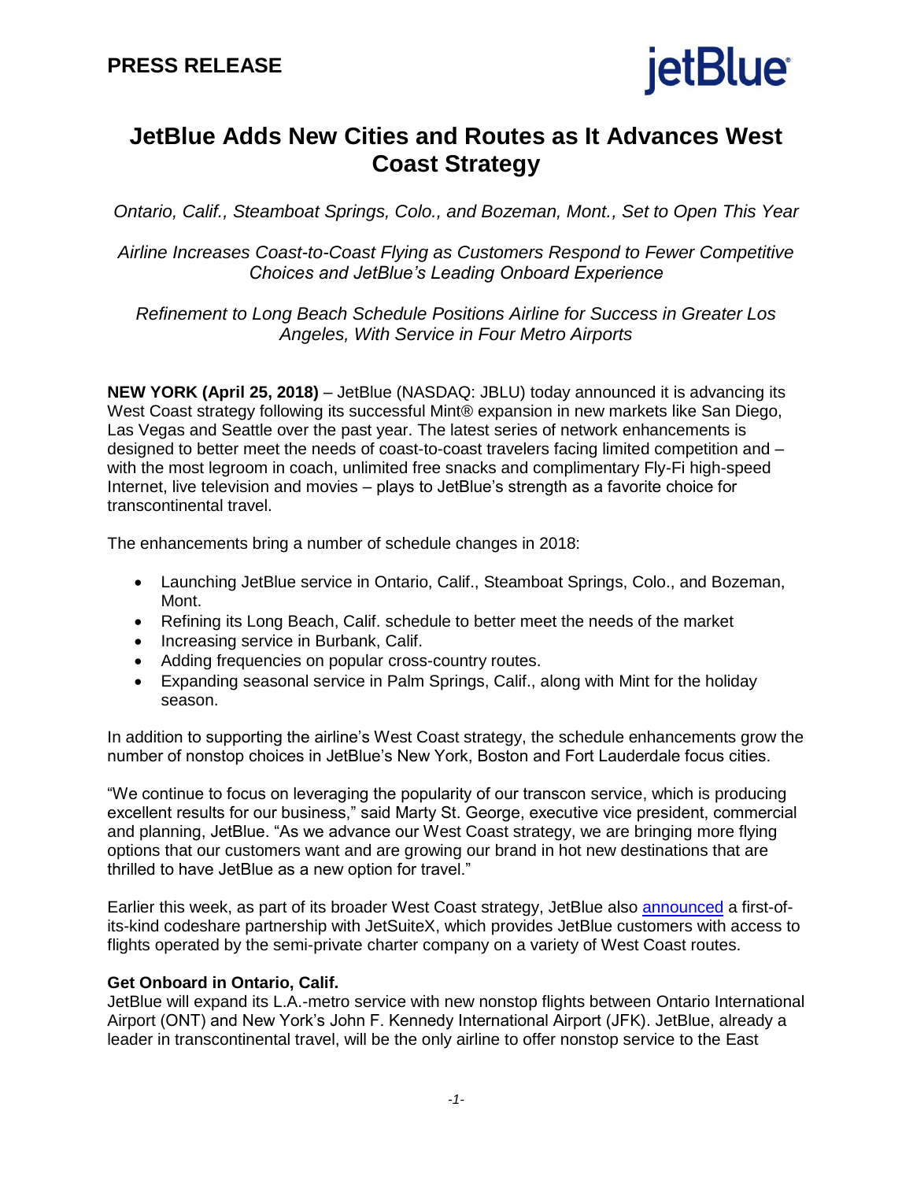**PRESS RELEASE**

# JetBlue Adds New Cities and Routes as It Advances West Coast Strategy

*Ontario, Calif., Steamboat Springs, Colo., and Bozeman, Mont., Set to Open This Year*

*Airline Increases Coast-to-Coast Flying as Customers Respond to Fewer Competitive Choices and JetBlue's Leading Onboard Experience*

*Refinement to Long Beach Schedule Positions Airline for Success in Greater Los Angeles, With Service in Four Metro Airports*

**NEW YORK (April 25, 2018)** – JetBlue (NASDAQ: JBLU) today announced it is advancing its West Coast strategy following its successful Mint® expansion in new markets like San Diego, Las Vegas and Seattle over the past year. The latest series of network enhancements is designed to better meet the needs of coast-to-coast travelers facing limited competition and – with the most legroom in coach, unlimited free snacks and complimentary Fly-Fi high-speed Internet, live television and movies – plays to JetBlue's strength as a favorite choice for transcontinental travel.

The enhancements bring a number of schedule changes in 2018:

- Launching JetBlue service in Ontario, Calif., Steamboat Springs, Colo., and Bozeman, Mont.
- Refining its Long Beach, Calif. schedule to better meet the needs of the market
- Increasing service in Burbank, Calif.
- Adding frequencies on popular cross-country routes.
- Expanding seasonal service in Palm Springs, Calif., along with Mint for the holiday season.

In addition to supporting the airline's West Coast strategy, the schedule enhancements grow the number of nonstop choices in JetBlue's New York, Boston and Fort Lauderdale focus cities.

"We continue to focus on leveraging the popularity of our transcon service, which is producing excellent results for our business," said Marty St. George, executive vice president, commercial and planning, JetBlue. "As we advance our West Coast strategy, we are bringing more flying options that our customers want and are growing our brand in hot new destinations that are thrilled to have JetBlue as a new option for travel."

Earlier this week, as part of its broader West Coast strategy, JetBlue also announced a first-of-its-kind codeshare partnership with JetSuiteX, which provides JetBlue customers with access to flights operated by the semi-private charter company on a variety of West Coast routes.

**Get Onboard in Ontario, Calif.**
JetBlue will expand its L.A.-metro service with new nonstop flights between Ontario International Airport (ONT) and New York's John F. Kennedy International Airport (JFK). JetBlue, already a leader in transcontinental travel, will be the only airline to offer nonstop service to the East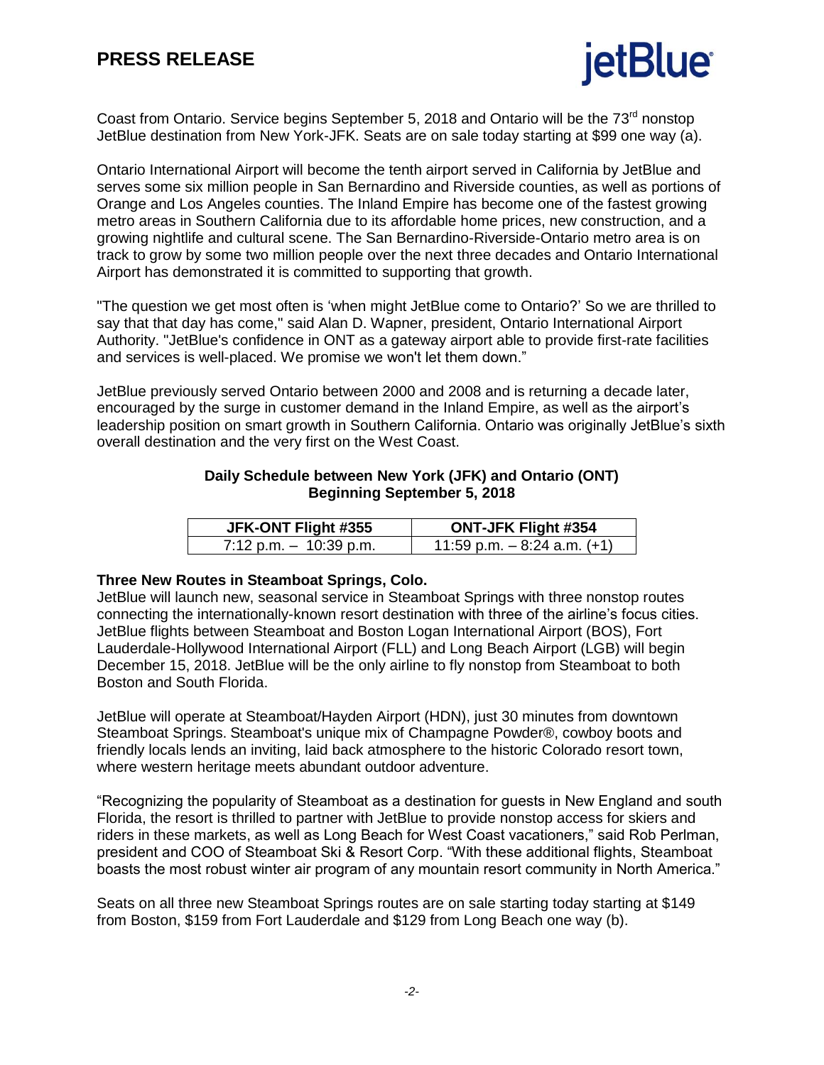Coast from Ontario. Service begins September 5, 2018 and Ontario will be the 73rd nonstop JetBlue destination from New York-JFK. Seats are on sale today starting at $99 one way (a).

Ontario International Airport will become the tenth airport served in California by JetBlue and serves some six million people in San Bernardino and Riverside counties, as well as portions of Orange and Los Angeles counties. The Inland Empire has become one of the fastest growing metro areas in Southern California due to its affordable home prices, new construction, and a growing nightlife and cultural scene. The San Bernardino-Riverside-Ontario metro area is on track to grow by some two million people over the next three decades and Ontario International Airport has demonstrated it is committed to supporting that growth.

"The question we get most often is 'when might JetBlue come to Ontario?' So we are thrilled to say that that day has come," said Alan D. Wapner, president, Ontario International Airport Authority. "JetBlue's confidence in ONT as a gateway airport able to provide first-rate facilities and services is well-placed. We promise we won't let them down."

JetBlue previously served Ontario between 2000 and 2008 and is returning a decade later, encouraged by the surge in customer demand in the Inland Empire, as well as the airport's leadership position on smart growth in Southern California. Ontario was originally JetBlue's sixth overall destination and the very first on the West Coast.

**Daily Schedule between New York (JFK) and Ontario (ONT)**
**Beginning September 5, 2018**

| JFK-ONT Flight #355 | ONT-JFK Flight #354 |
| --- | --- |
| 7:12 p.m. – 10:39 p.m. | 11:59 p.m. – 8:24 a.m. (+1) |

**Three New Routes in Steamboat Springs, Colo.**
JetBlue will launch new, seasonal service in Steamboat Springs with three nonstop routes connecting the internationally-known resort destination with three of the airline's focus cities. JetBlue flights between Steamboat and Boston Logan International Airport (BOS), Fort Lauderdale-Hollywood International Airport (FLL) and Long Beach Airport (LGB) will begin December 15, 2018. JetBlue will be the only airline to fly nonstop from Steamboat to both Boston and South Florida.

JetBlue will operate at Steamboat/Hayden Airport (HDN), just 30 minutes from downtown Steamboat Springs. Steamboat's unique mix of Champagne Powder®, cowboy boots and friendly locals lends an inviting, laid back atmosphere to the historic Colorado resort town, where western heritage meets abundant outdoor adventure.

"Recognizing the popularity of Steamboat as a destination for guests in New England and south Florida, the resort is thrilled to partner with JetBlue to provide nonstop access for skiers and riders in these markets, as well as Long Beach for West Coast vacationers," said Rob Perlman, president and COO of Steamboat Ski & Resort Corp. "With these additional flights, Steamboat boasts the most robust winter air program of any mountain resort community in North America."

Seats on all three new Steamboat Springs routes are on sale starting today starting at $149 from Boston, $159 from Fort Lauderdale and $129 from Long Beach one way (b).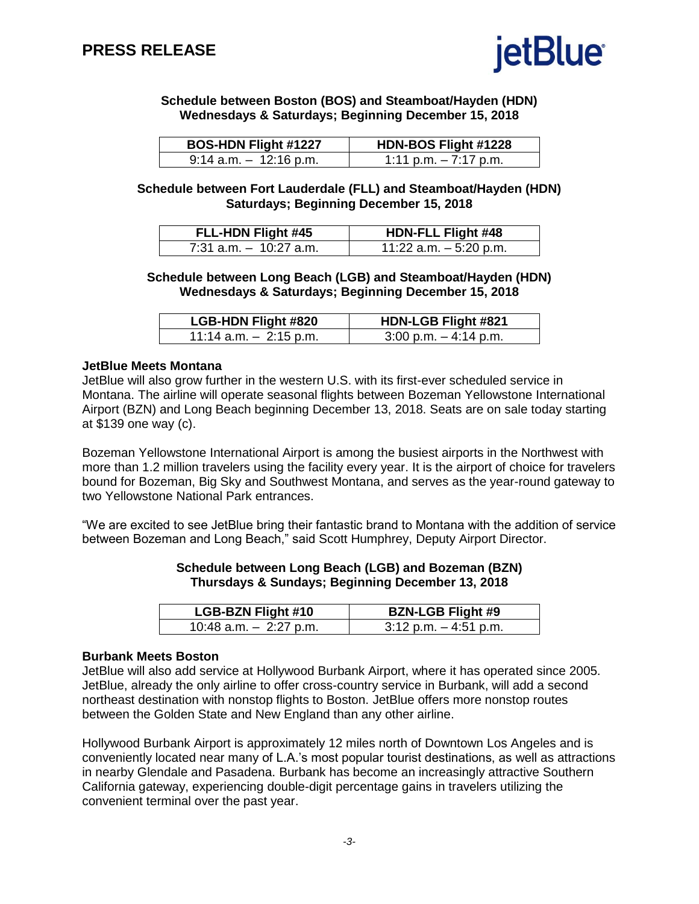**Schedule between Boston (BOS) and Steamboat/Hayden (HDN)**
**Wednesdays & Saturdays; Beginning December 15, 2018**

| BOS-HDN Flight #1227 | HDN-BOS Flight #1228 |
| --- | --- |
| 9:14 a.m. – 12:16 p.m. | 1:11 p.m. – 7:17 p.m. |

**Schedule between Fort Lauderdale (FLL) and Steamboat/Hayden (HDN)**
**Saturdays; Beginning December 15, 2018**

| FLL-HDN Flight #45 | HDN-FLL Flight #48 |
| --- | --- |
| 7:31 a.m. – 10:27 a.m. | 11:22 a.m. – 5:20 p.m. |

**Schedule between Long Beach (LGB) and Steamboat/Hayden (HDN)**
**Wednesdays & Saturdays; Beginning December 15, 2018**

| LGB-HDN Flight #820 | HDN-LGB Flight #821 |
| --- | --- |
| 11:14 a.m. – 2:15 p.m. | 3:00 p.m. – 4:14 p.m. |

**JetBlue Meets Montana**

JetBlue will also grow further in the western U.S. with its first-ever scheduled service in Montana. The airline will operate seasonal flights between Bozeman Yellowstone International Airport (BZN) and Long Beach beginning December 13, 2018. Seats are on sale today starting at $139 one way (c).

Bozeman Yellowstone International Airport is among the busiest airports in the Northwest with more than 1.2 million travelers using the facility every year. It is the airport of choice for travelers bound for Bozeman, Big Sky and Southwest Montana, and serves as the year-round gateway to two Yellowstone National Park entrances.

"We are excited to see JetBlue bring their fantastic brand to Montana with the addition of service between Bozeman and Long Beach," said Scott Humphrey, Deputy Airport Director.

**Schedule between Long Beach (LGB) and Bozeman (BZN)**
**Thursdays & Sundays; Beginning December 13, 2018**

| LGB-BZN Flight #10 | BZN-LGB Flight #9 |
| --- | --- |
| 10:48 a.m. – 2:27 p.m. | 3:12 p.m. – 4:51 p.m. |

**Burbank Meets Boston**

JetBlue will also add service at Hollywood Burbank Airport, where it has operated since 2005. JetBlue, already the only airline to offer cross-country service in Burbank, will add a second northeast destination with nonstop flights to Boston. JetBlue offers more nonstop routes between the Golden State and New England than any other airline.

Hollywood Burbank Airport is approximately 12 miles north of Downtown Los Angeles and is conveniently located near many of L.A.'s most popular tourist destinations, as well as attractions in nearby Glendale and Pasadena. Burbank has become an increasingly attractive Southern California gateway, experiencing double-digit percentage gains in travelers utilizing the convenient terminal over the past year.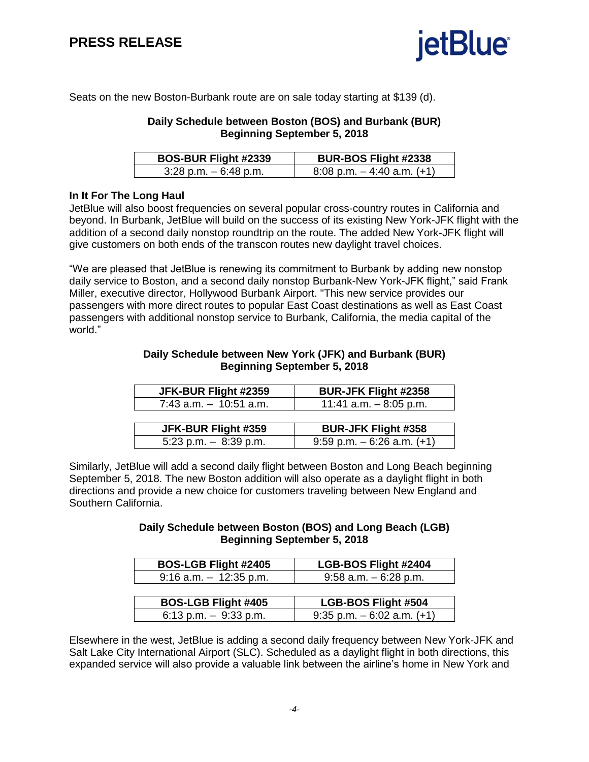Seats on the new Boston-Burbank route are on sale today starting at $139 (d).

**Daily Schedule between Boston (BOS) and Burbank (BUR)**
**Beginning September 5, 2018**

| BOS-BUR Flight #2339 | BUR-BOS Flight #2338 |
| --- | --- |
| 3:28 p.m. – 6:48 p.m. | 8:08 p.m. – 4:40 a.m. (+1) |

**In It For The Long Haul**

JetBlue will also boost frequencies on several popular cross-country routes in California and beyond. In Burbank, JetBlue will build on the success of its existing New York-JFK flight with the addition of a second daily nonstop roundtrip on the route. The added New York-JFK flight will give customers on both ends of the transcon routes new daylight travel choices.

"We are pleased that JetBlue is renewing its commitment to Burbank by adding new nonstop daily service to Boston, and a second daily nonstop Burbank-New York-JFK flight," said Frank Miller, executive director, Hollywood Burbank Airport. "This new service provides our passengers with more direct routes to popular East Coast destinations as well as East Coast passengers with additional nonstop service to Burbank, California, the media capital of the world."

**Daily Schedule between New York (JFK) and Burbank (BUR)**
**Beginning September 5, 2018**

| JFK-BUR Flight #2359 | BUR-JFK Flight #2358 |
| --- | --- |
| 7:43 a.m. – 10:51 a.m. | 11:41 a.m. – 8:05 p.m. |

| JFK-BUR Flight #359 | BUR-JFK Flight #358 |
| --- | --- |
| 5:23 p.m. – 8:39 p.m. | 9:59 p.m. – 6:26 a.m. (+1) |

Similarly, JetBlue will add a second daily flight between Boston and Long Beach beginning September 5, 2018. The new Boston addition will also operate as a daylight flight in both directions and provide a new choice for customers traveling between New England and Southern California.

**Daily Schedule between Boston (BOS) and Long Beach (LGB)**
**Beginning September 5, 2018**

| BOS-LGB Flight #2405 | LGB-BOS Flight #2404 |
| --- | --- |
| 9:16 a.m. – 12:35 p.m. | 9:58 a.m. – 6:28 p.m. |

| BOS-LGB Flight #405 | LGB-BOS Flight #504 |
| --- | --- |
| 6:13 p.m. – 9:33 p.m. | 9:35 p.m. – 6:02 a.m. (+1) |

Elsewhere in the west, JetBlue is adding a second daily frequency between New York-JFK and Salt Lake City International Airport (SLC). Scheduled as a daylight flight in both directions, this expanded service will also provide a valuable link between the airline's home in New York and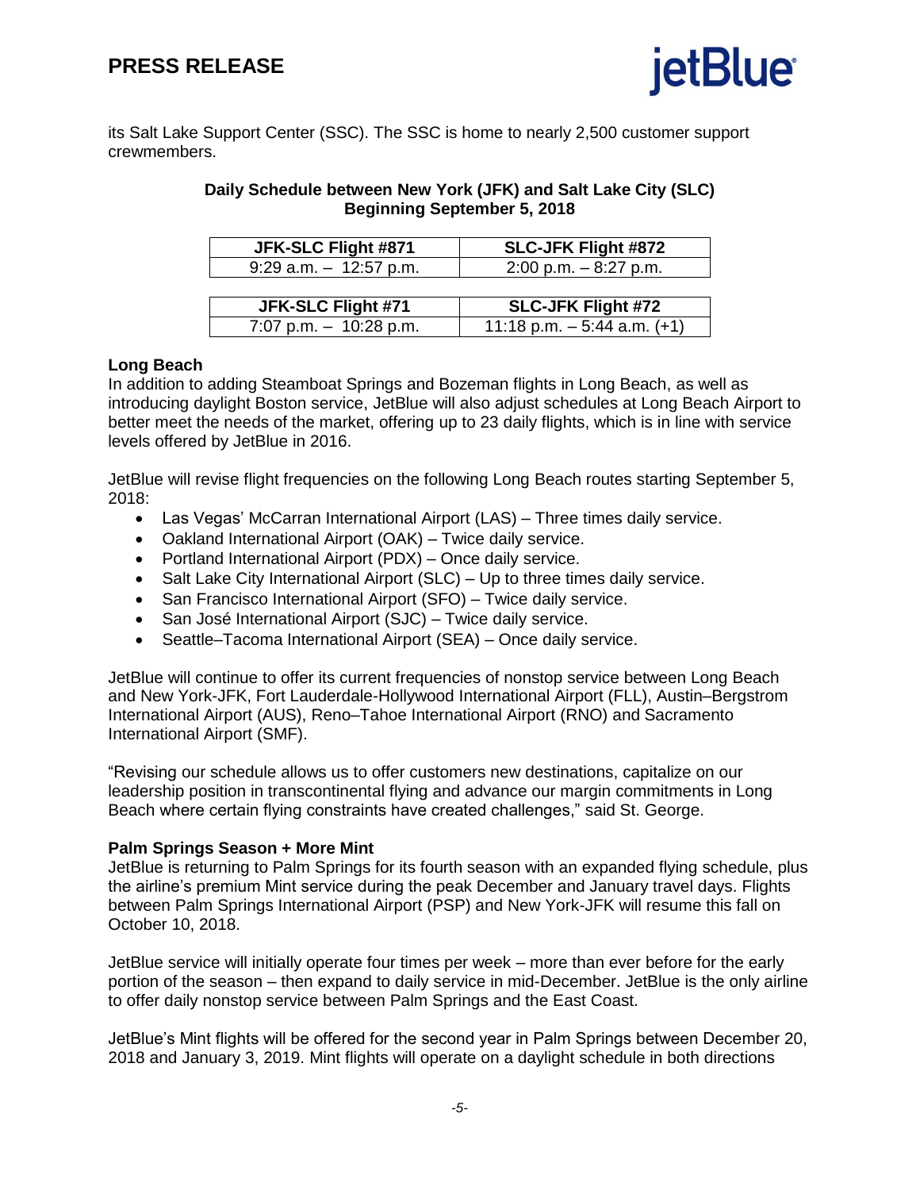its Salt Lake Support Center (SSC). The SSC is home to nearly 2,500 customer support crewmembers.

**Daily Schedule between New York (JFK) and Salt Lake City (SLC)**
**Beginning September 5, 2018**

| JFK-SLC Flight #871 | SLC-JFK Flight #872 |
| --- | --- |
| 9:29 a.m. – 12:57 p.m. | 2:00 p.m. – 8:27 p.m. |

| JFK-SLC Flight #71 | SLC-JFK Flight #72 |
| --- | --- |
| 7:07 p.m. – 10:28 p.m. | 11:18 p.m. – 5:44 a.m. (+1) |

**Long Beach**

In addition to adding Steamboat Springs and Bozeman flights in Long Beach, as well as introducing daylight Boston service, JetBlue will also adjust schedules at Long Beach Airport to better meet the needs of the market, offering up to 23 daily flights, which is in line with service levels offered by JetBlue in 2016.

JetBlue will revise flight frequencies on the following Long Beach routes starting September 5, 2018:

- Las Vegas' McCarran International Airport (LAS) – Three times daily service.
- Oakland International Airport (OAK) – Twice daily service.
- Portland International Airport (PDX) – Once daily service.
- Salt Lake City International Airport (SLC) – Up to three times daily service.
- San Francisco International Airport (SFO) – Twice daily service.
- San José International Airport (SJC) – Twice daily service.
- Seattle–Tacoma International Airport (SEA) – Once daily service.

JetBlue will continue to offer its current frequencies of nonstop service between Long Beach and New York-JFK, Fort Lauderdale-Hollywood International Airport (FLL), Austin–Bergstrom International Airport (AUS), Reno–Tahoe International Airport (RNO) and Sacramento International Airport (SMF).

"Revising our schedule allows us to offer customers new destinations, capitalize on our leadership position in transcontinental flying and advance our margin commitments in Long Beach where certain flying constraints have created challenges," said St. George.

**Palm Springs Season + More Mint**

JetBlue is returning to Palm Springs for its fourth season with an expanded flying schedule, plus the airline's premium Mint service during the peak December and January travel days. Flights between Palm Springs International Airport (PSP) and New York-JFK will resume this fall on October 10, 2018.

JetBlue service will initially operate four times per week – more than ever before for the early portion of the season – then expand to daily service in mid-December. JetBlue is the only airline to offer daily nonstop service between Palm Springs and the East Coast.

JetBlue's Mint flights will be offered for the second year in Palm Springs between December 20, 2018 and January 3, 2019. Mint flights will operate on a daylight schedule in both directions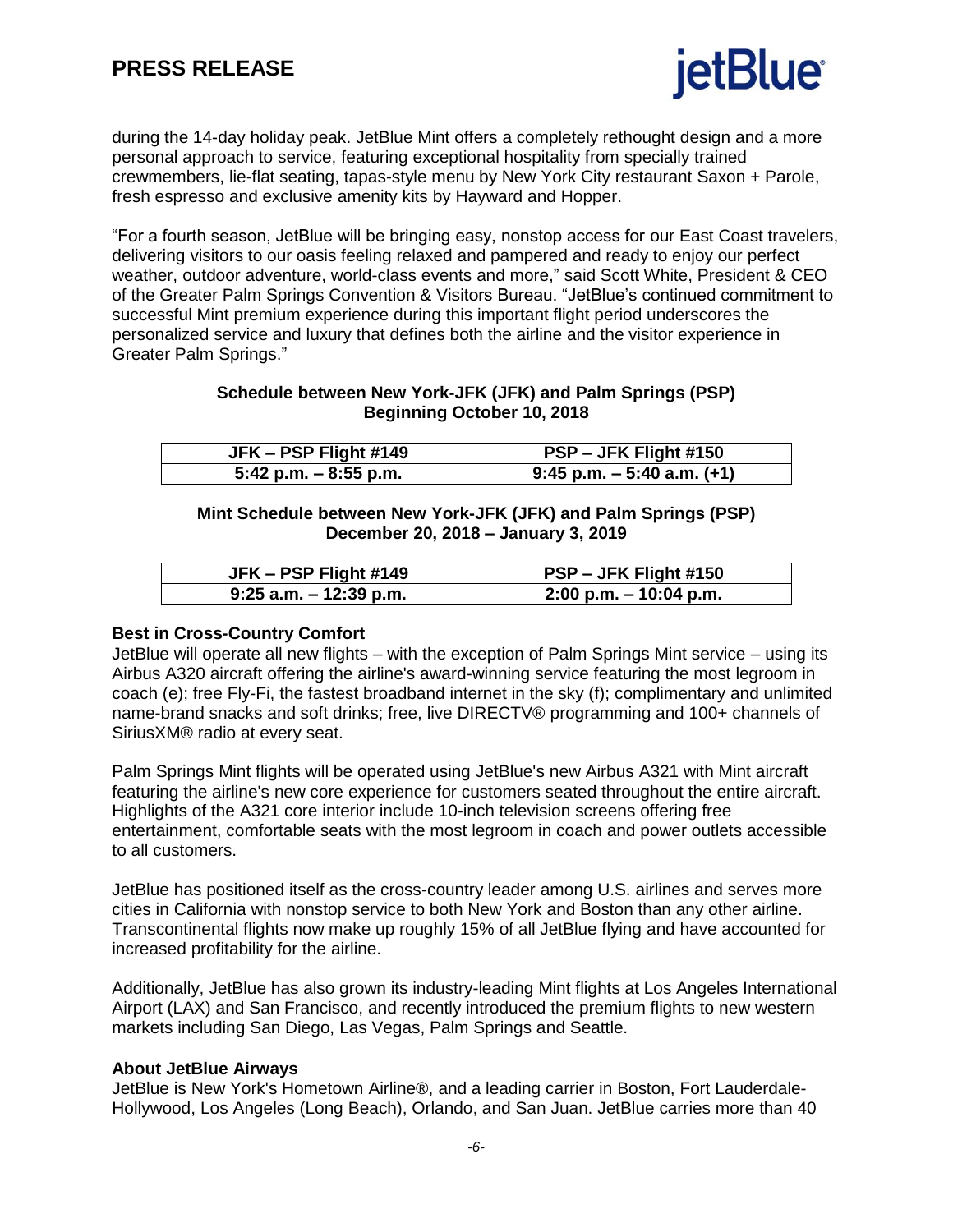during the 14-day holiday peak. JetBlue Mint offers a completely rethought design and a more personal approach to service, featuring exceptional hospitality from specially trained crewmembers, lie-flat seating, tapas-style menu by New York City restaurant Saxon + Parole, fresh espresso and exclusive amenity kits by Hayward and Hopper.

"For a fourth season, JetBlue will be bringing easy, nonstop access for our East Coast travelers, delivering visitors to our oasis feeling relaxed and pampered and ready to enjoy our perfect weather, outdoor adventure, world-class events and more," said Scott White, President & CEO of the Greater Palm Springs Convention & Visitors Bureau. "JetBlue's continued commitment to successful Mint premium experience during this important flight period underscores the personalized service and luxury that defines both the airline and the visitor experience in Greater Palm Springs."

**Schedule between New York-JFK (JFK) and Palm Springs (PSP)**
**Beginning October 10, 2018**

| JFK – PSP Flight #149 | PSP – JFK Flight #150 |
|---|---|
| 5:42 p.m. – 8:55 p.m. | 9:45 p.m. – 5:40 a.m. (+1) |

**Mint Schedule between New York-JFK (JFK) and Palm Springs (PSP)**
**December 20, 2018 – January 3, 2019**

| JFK – PSP Flight #149 | PSP – JFK Flight #150 |
|---|---|
| 9:25 a.m. – 12:39 p.m. | 2:00 p.m. – 10:04 p.m. |

**Best in Cross-Country Comfort**

JetBlue will operate all new flights – with the exception of Palm Springs Mint service – using its Airbus A320 aircraft offering the airline's award-winning service featuring the most legroom in coach (e); free Fly-Fi, the fastest broadband internet in the sky (f); complimentary and unlimited name-brand snacks and soft drinks; free, live DIRECTV® programming and 100+ channels of SiriusXM® radio at every seat.

Palm Springs Mint flights will be operated using JetBlue's new Airbus A321 with Mint aircraft featuring the airline's new core experience for customers seated throughout the entire aircraft. Highlights of the A321 core interior include 10-inch television screens offering free entertainment, comfortable seats with the most legroom in coach and power outlets accessible to all customers.

JetBlue has positioned itself as the cross-country leader among U.S. airlines and serves more cities in California with nonstop service to both New York and Boston than any other airline. Transcontinental flights now make up roughly 15% of all JetBlue flying and have accounted for increased profitability for the airline.

Additionally, JetBlue has also grown its industry-leading Mint flights at Los Angeles International Airport (LAX) and San Francisco, and recently introduced the premium flights to new western markets including San Diego, Las Vegas, Palm Springs and Seattle.

**About JetBlue Airways**

JetBlue is New York's Hometown Airline®, and a leading carrier in Boston, Fort Lauderdale-Hollywood, Los Angeles (Long Beach), Orlando, and San Juan. JetBlue carries more than 40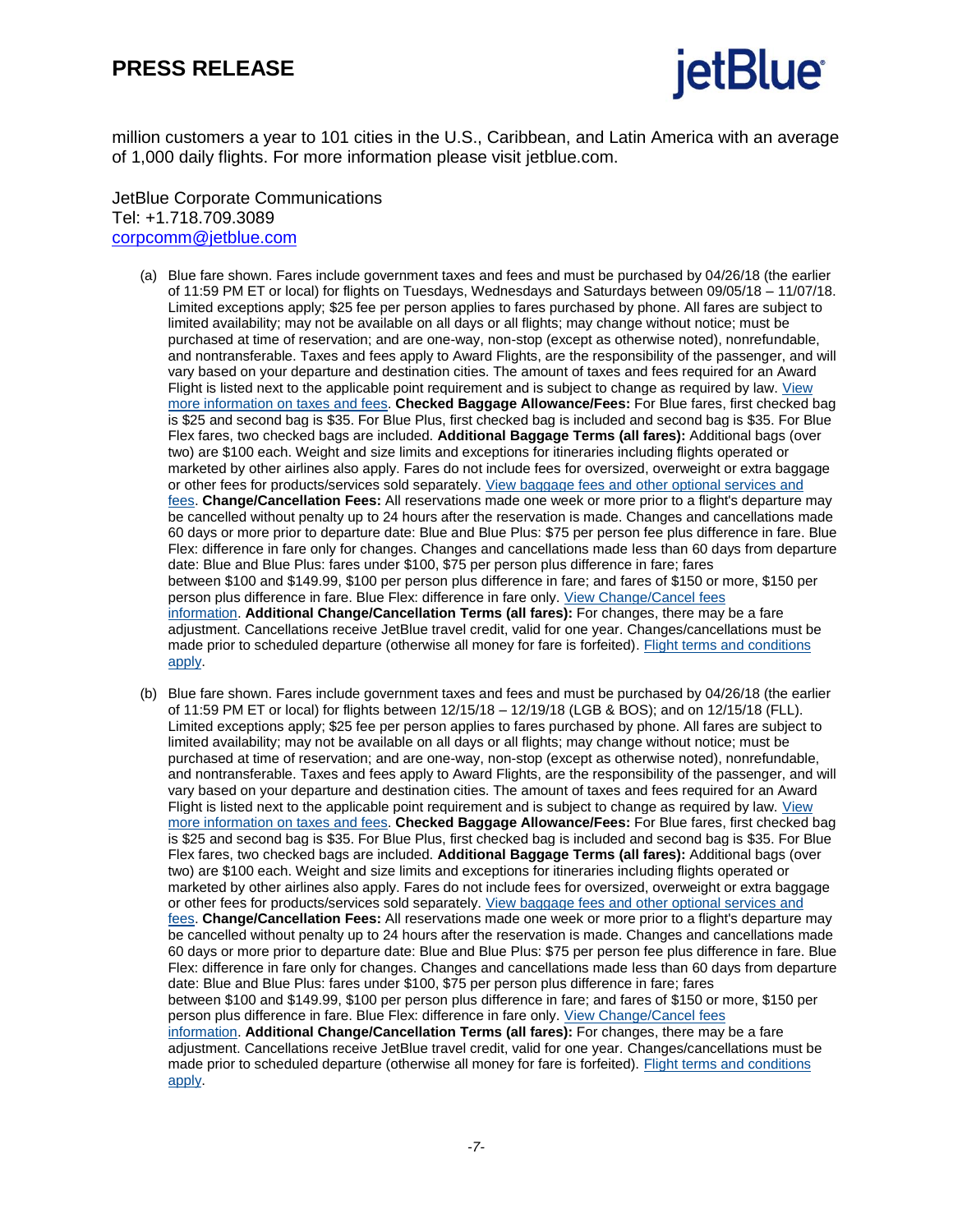million customers a year to 101 cities in the U.S., Caribbean, and Latin America with an average of 1,000 daily flights. For more information please visit jetblue.com.

JetBlue Corporate Communications
Tel: +1.718.709.3089
corpcomm@jetblue.com

(a) Blue fare shown. Fares include government taxes and fees and must be purchased by 04/26/18 (the earlier of 11:59 PM ET or local) for flights on Tuesdays, Wednesdays and Saturdays between 09/05/18 – 11/07/18. Limited exceptions apply; $25 fee per person applies to fares purchased by phone. All fares are subject to limited availability; may not be available on all days or all flights; may change without notice; must be purchased at time of reservation; and are one-way, non-stop (except as otherwise noted), nonrefundable, and nontransferable. Taxes and fees apply to Award Flights, are the responsibility of the passenger, and will vary based on your departure and destination cities. The amount of taxes and fees required for an Award Flight is listed next to the applicable point requirement and is subject to change as required by law. View more information on taxes and fees. **Checked Baggage Allowance/Fees:** For Blue fares, first checked bag is $25 and second bag is $35. For Blue Plus, first checked bag is included and second bag is $35. For Blue Flex fares, two checked bags are included. **Additional Baggage Terms (all fares):** Additional bags (over two) are $100 each. Weight and size limits and exceptions for itineraries including flights operated or marketed by other airlines also apply. Fares do not include fees for oversized, overweight or extra baggage or other fees for products/services sold separately. View baggage fees and other optional services and fees. **Change/Cancellation Fees:** All reservations made one week or more prior to a flight's departure may be cancelled without penalty up to 24 hours after the reservation is made. Changes and cancellations made 60 days or more prior to departure date: Blue and Blue Plus: $75 per person fee plus difference in fare. Blue Flex: difference in fare only for changes. Changes and cancellations made less than 60 days from departure date: Blue and Blue Plus: fares under $100, $75 per person plus difference in fare; fares between $100 and $149.99, $100 per person plus difference in fare; and fares of $150 or more, $150 per person plus difference in fare. Blue Flex: difference in fare only. View Change/Cancel fees information. **Additional Change/Cancellation Terms (all fares):** For changes, there may be a fare adjustment. Cancellations receive JetBlue travel credit, valid for one year. Changes/cancellations must be made prior to scheduled departure (otherwise all money for fare is forfeited). Flight terms and conditions apply.

(b) Blue fare shown. Fares include government taxes and fees and must be purchased by 04/26/18 (the earlier of 11:59 PM ET or local) for flights between 12/15/18 – 12/19/18 (LGB & BOS); and on 12/15/18 (FLL). Limited exceptions apply; $25 fee per person applies to fares purchased by phone. All fares are subject to limited availability; may not be available on all days or all flights; may change without notice; must be purchased at time of reservation; and are one-way, non-stop (except as otherwise noted), nonrefundable, and nontransferable. Taxes and fees apply to Award Flights, are the responsibility of the passenger, and will vary based on your departure and destination cities. The amount of taxes and fees required for an Award Flight is listed next to the applicable point requirement and is subject to change as required by law. View more information on taxes and fees. **Checked Baggage Allowance/Fees:** For Blue fares, first checked bag is $25 and second bag is $35. For Blue Plus, first checked bag is included and second bag is $35. For Blue Flex fares, two checked bags are included. **Additional Baggage Terms (all fares):** Additional bags (over two) are $100 each. Weight and size limits and exceptions for itineraries including flights operated or marketed by other airlines also apply. Fares do not include fees for oversized, overweight or extra baggage or other fees for products/services sold separately. View baggage fees and other optional services and fees. **Change/Cancellation Fees:** All reservations made one week or more prior to a flight's departure may be cancelled without penalty up to 24 hours after the reservation is made. Changes and cancellations made 60 days or more prior to departure date: Blue and Blue Plus: $75 per person fee plus difference in fare. Blue Flex: difference in fare only for changes. Changes and cancellations made less than 60 days from departure date: Blue and Blue Plus: fares under $100, $75 per person plus difference in fare; fares between $100 and $149.99, $100 per person plus difference in fare; and fares of $150 or more, $150 per person plus difference in fare. Blue Flex: difference in fare only. View Change/Cancel fees information. **Additional Change/Cancellation Terms (all fares):** For changes, there may be a fare adjustment. Cancellations receive JetBlue travel credit, valid for one year. Changes/cancellations must be made prior to scheduled departure (otherwise all money for fare is forfeited). Flight terms and conditions apply.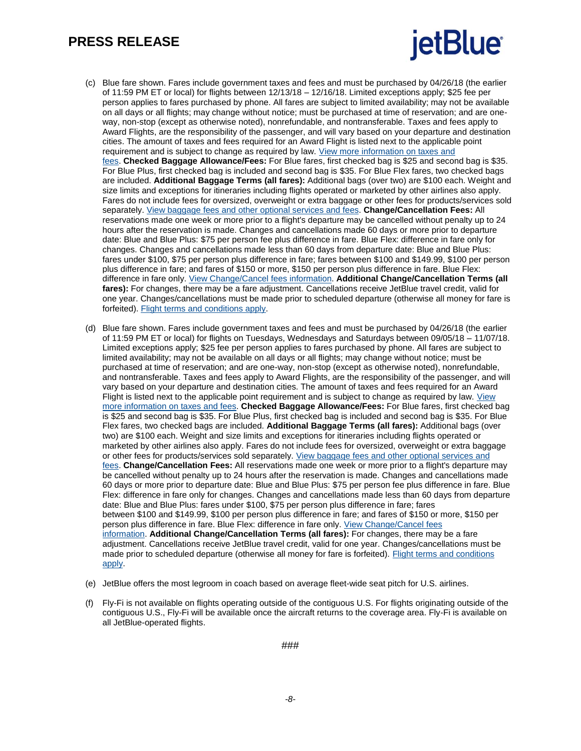(c) Blue fare shown. Fares include government taxes and fees and must be purchased by 04/26/18 (the earlier of 11:59 PM ET or local) for flights between 12/13/18 – 12/16/18. Limited exceptions apply; $25 fee per person applies to fares purchased by phone. All fares are subject to limited availability; may not be available on all days or all flights; may change without notice; must be purchased at time of reservation; and are one-way, non-stop (except as otherwise noted), nonrefundable, and nontransferable. Taxes and fees apply to Award Flights, are the responsibility of the passenger, and will vary based on your departure and destination cities. The amount of taxes and fees required for an Award Flight is listed next to the applicable point requirement and is subject to change as required by law. View more information on taxes and fees. **Checked Baggage Allowance/Fees:** For Blue fares, first checked bag is $25 and second bag is $35. For Blue Plus, first checked bag is included and second bag is $35. For Blue Flex fares, two checked bags are included. **Additional Baggage Terms (all fares):** Additional bags (over two) are $100 each. Weight and size limits and exceptions for itineraries including flights operated or marketed by other airlines also apply. Fares do not include fees for oversized, overweight or extra baggage or other fees for products/services sold separately. View baggage fees and other optional services and fees. **Change/Cancellation Fees:** All reservations made one week or more prior to a flight's departure may be cancelled without penalty up to 24 hours after the reservation is made. Changes and cancellations made 60 days or more prior to departure date: Blue and Blue Plus: $75 per person fee plus difference in fare. Blue Flex: difference in fare only for changes. Changes and cancellations made less than 60 days from departure date: Blue and Blue Plus: fares under $100, $75 per person plus difference in fare; fares between $100 and $149.99, $100 per person plus difference in fare; and fares of $150 or more, $150 per person plus difference in fare. Blue Flex: difference in fare only. View Change/Cancel fees information. **Additional Change/Cancellation Terms (all fares):** For changes, there may be a fare adjustment. Cancellations receive JetBlue travel credit, valid for one year. Changes/cancellations must be made prior to scheduled departure (otherwise all money for fare is forfeited). Flight terms and conditions apply.

(d) Blue fare shown. Fares include government taxes and fees and must be purchased by 04/26/18 (the earlier of 11:59 PM ET or local) for flights on Tuesdays, Wednesdays and Saturdays between 09/05/18 – 11/07/18. Limited exceptions apply; $25 fee per person applies to fares purchased by phone. All fares are subject to limited availability; may not be available on all days or all flights; may change without notice; must be purchased at time of reservation; and are one-way, non-stop (except as otherwise noted), nonrefundable, and nontransferable. Taxes and fees apply to Award Flights, are the responsibility of the passenger, and will vary based on your departure and destination cities. The amount of taxes and fees required for an Award Flight is listed next to the applicable point requirement and is subject to change as required by law. View more information on taxes and fees. **Checked Baggage Allowance/Fees:** For Blue fares, first checked bag is $25 and second bag is $35. For Blue Plus, first checked bag is included and second bag is $35. For Blue Flex fares, two checked bags are included. **Additional Baggage Terms (all fares):** Additional bags (over two) are $100 each. Weight and size limits and exceptions for itineraries including flights operated or marketed by other airlines also apply. Fares do not include fees for oversized, overweight or extra baggage or other fees for products/services sold separately. View baggage fees and other optional services and fees. **Change/Cancellation Fees:** All reservations made one week or more prior to a flight's departure may be cancelled without penalty up to 24 hours after the reservation is made. Changes and cancellations made 60 days or more prior to departure date: Blue and Blue Plus: $75 per person fee plus difference in fare. Blue Flex: difference in fare only for changes. Changes and cancellations made less than 60 days from departure date: Blue and Blue Plus: fares under $100, $75 per person plus difference in fare; fares between $100 and $149.99, $100 per person plus difference in fare; and fares of $150 or more, $150 per person plus difference in fare. Blue Flex: difference in fare only. View Change/Cancel fees information. **Additional Change/Cancellation Terms (all fares):** For changes, there may be a fare adjustment. Cancellations receive JetBlue travel credit, valid for one year. Changes/cancellations must be made prior to scheduled departure (otherwise all money for fare is forfeited). Flight terms and conditions apply.

(e) JetBlue offers the most legroom in coach based on average fleet-wide seat pitch for U.S. airlines.

(f) Fly-Fi is not available on flights operating outside of the contiguous U.S. For flights originating outside of the contiguous U.S., Fly-Fi will be available once the aircraft returns to the coverage area. Fly-Fi is available on all JetBlue-operated flights.

###